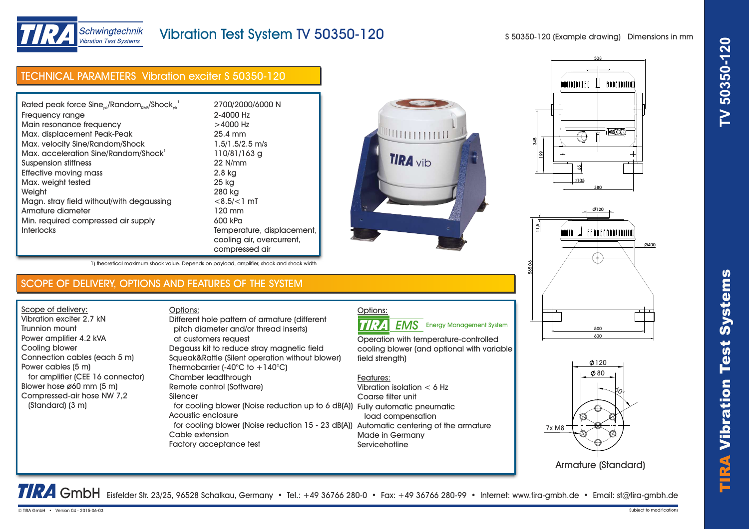# Vibration Test System TV 50350-120

S 50350-120 (Example drawing) Dimensions in mm

## TECHNICAL PARAMETERS Vibration exciter S 50350-120

| Parameter | Value |
|---|---|
| Rated peak force $Sine_{pk}$/$Random_{RMS}$/$Shock_{pk}$ [1] | 2700/2000/6000 N |
| Frequency range | 2-4000 Hz |
| Main resonance frequency | >4000 Hz |
| Max. displacement Peak-Peak | 25.4 mm |
| Max. velocity Sine/Random/Shock | 1.5/1.5/2.5 m/s |
| Max. acceleration Sine/Random/Shock[1] | 110/81/163 g |
| Suspension stiffness | 22 N/mm |
| Effective moving mass | 2.8 kg |
| Max. weight tested | 25 kg |
| Weight | 280 kg |
| Magn. stray field without/with degaussing | <8.5/<1 mT |
| Armature diameter | 120 mm |
| Min. required compressed air supply | 600 kPa |
| Interlocks | Temperature, displacement, cooling air, overcurrent, compressed air |

1) theoretical maximum shock value. Depends on payload, amplifier, shock and shock width

## SCOPE OF DELIVERY, OPTIONS AND FEATURES OF THE SYSTEM

Scope of delivery:
- Vibration exciter 2.7 kN
- Trunnion mount
- Power amplifier 4.2 kVA
- Cooling blower
- Connection cables (each 5 m)
- Power cables (5 m) for amplifier (CEE 16 connector)
- Blower hose ø60 mm (5 m)
- Compressed-air hose NW 7,2 (Standard) (3 m)

Options:
- Different hole pattern of armature (different pitch diameter and/or thread inserts) at customers request
- Degauss kit to reduce stray magnetic field
- Squeak&Rattle (Silent operation without blower)
- Thermobarrier (-40°C to +140°C)
- Chamber leadthrough
- Remote control (Software)
- Silencer for cooling blower (Noise reduction up to 6 dB(A))
- Acoustic enclosure for cooling blower (Noise reduction 15 - 23 dB(A))
- Cable extension
- Factory acceptance test

Options:

TIRA EMS Energy Management System

Operation with temperature-controlled cooling blower (and optional with variable field strength)

Features:
- Vibration isolation < 6 Hz
- Coarse filter unit
- Fully automatic pneumatic load compensation
- Automatic centering of the armature
- Made in Germany
- Servicehotline

508; 345; 199; 65; □105; 380; Ø120; 11.5; 565.06; Ø400; 500; 600

ϕ120; ϕ80; 60°; 7x M8

Armature (Standard)

**TIRA GmbH** Eisfelder Str. 23/25, 96528 Schalkau, Germany • Tel.: +49 36766 280-0 • Fax: +49 36766 280-99 • Internet: www.tira-gmbh.de • Email: st@tira-gmbh.de

© TIRA GmbH • Version 04 - 2015-06-03 Subject to modifications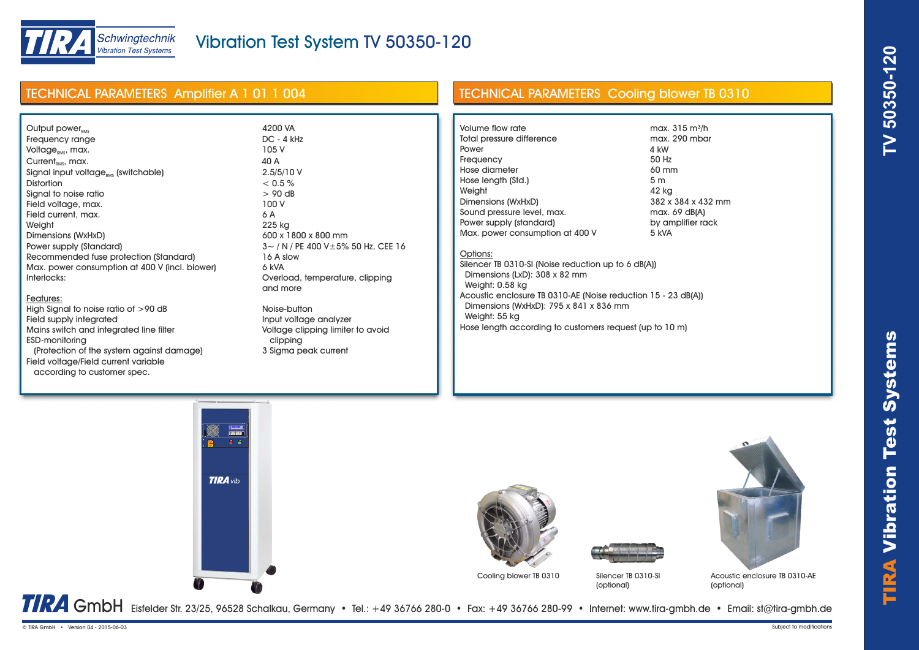# Vibration Test System TV 50350-120

## TECHNICAL PARAMETERS Amplifier A 1 01 1 004

| | |
|---|---|
| Output power$_{RMS}$ | 4200 VA |
| Frequency range | DC - 4 kHz |
| Voltage$_{RMS}$, max. | 105 V |
| Current$_{RMS}$, max. | 40 A |
| Signal input voltage$_{RMS}$ (switchable) | 2.5/5/10 V |
| Distortion | < 0.5 % |
| Signal to noise ratio | > 90 dB |
| Field voltage, max. | 100 V |
| Field current, max. | 6 A |
| Weight | 225 kg |
| Dimensions (WxHxD) | 600 x 1800 x 800 mm |
| Power supply (Standard) | 3~ / N / PE 400 V±5% 50 Hz, CEE 16 |
| Recommended fuse protection (Standard) | 16 A slow |
| Max. power consumption at 400 V (incl. blower) | 6 kVA |
| Interlocks: | Overload, temperature, clipping and more |

Features:

- High Signal to noise ratio of >90 dB
- Field supply integrated
- Mains switch and integrated line filter
- ESD-monitoring (Protection of the system against damage)
- Field voltage/Field current variable according to customer spec.
- Noise-button
- Input voltage analyzer
- Voltage clipping limiter to avoid clipping
- 3 Sigma peak current

## TECHNICAL PARAMETERS Cooling blower TB 0310

| | |
|---|---|
| Volume flow rate | max. 315 m³/h |
| Total pressure difference | max. 290 mbar |
| Power | 4 kW |
| Frequency | 50 Hz |
| Hose diameter | 60 mm |
| Hose length (Std.) | 5 m |
| Weight | 42 kg |
| Dimensions (WxHxD) | 382 x 384 x 432 mm |
| Sound pressure level, max. | max. 69 dB(A) |
| Power supply (standard) | by amplifier rack |
| Max. power consumption at 400 V | 5 kVA |

Options:

- Silencer TB 0310-SI (Noise reduction up to 6 dB(A))
  - Dimensions (LxD): 308 x 82 mm
  - Weight: 0.58 kg
- Acoustic enclosure TB 0310-AE (Noise reduction 15 - 23 dB(A))
  - Dimensions (WxHxD): 795 x 841 x 836 mm
  - Weight: 55 kg
- Hose length according to customers request (up to 10 m)

Cooling blower TB 0310

Silencer TB 0310-SI (optional)

Acoustic enclosure TB 0310-AE (optional)

TIRA GmbH Eisfelder Str. 23/25, 96528 Schalkau, Germany • Tel.: +49 36766 280-0 • Fax: +49 36766 280-99 • Internet: www.tira-gmbh.de • Email: st@tira-gmbh.de

© TIRA GmbH • Version 04 - 2015-06-03

Subject to modifications